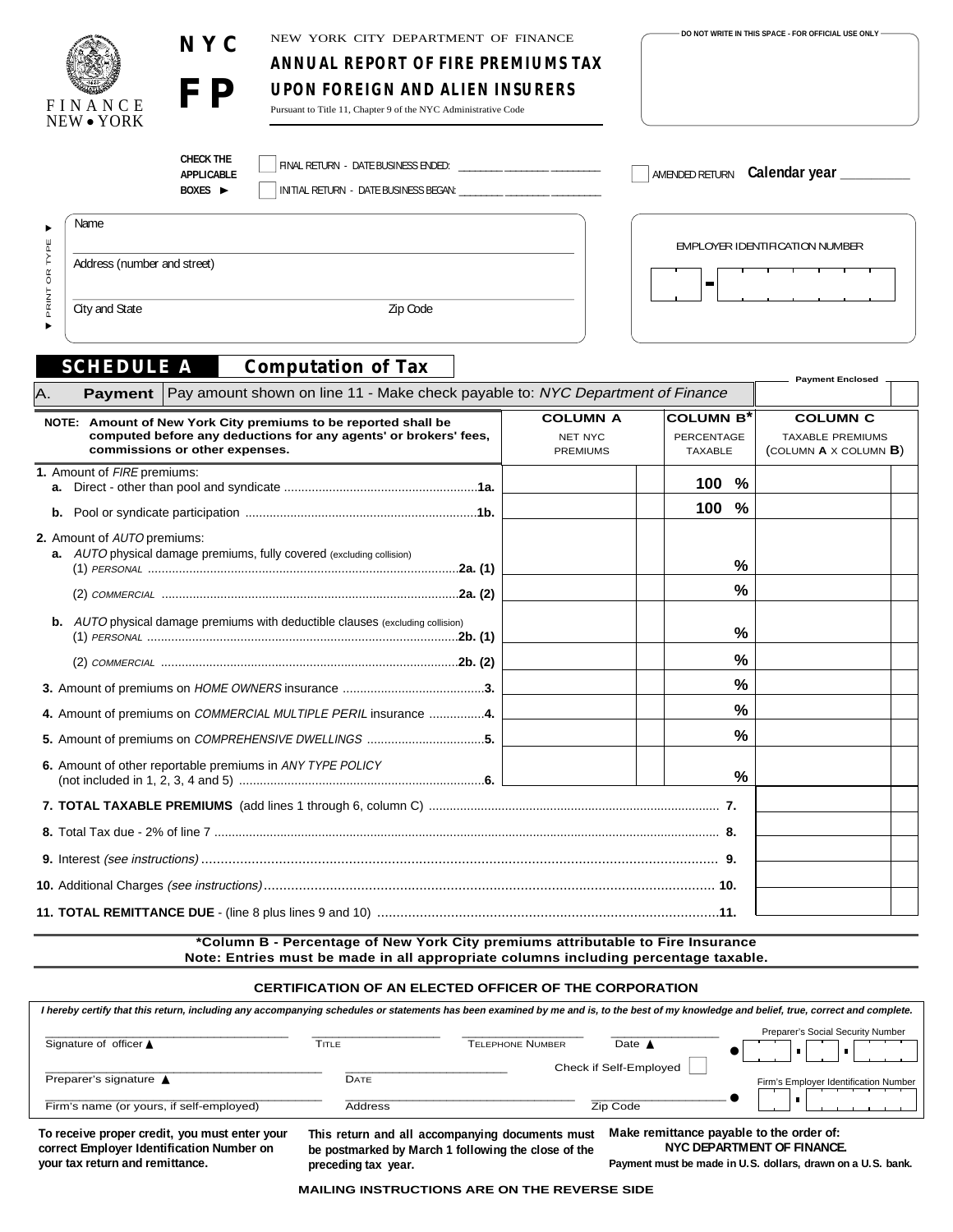FINANCE
NEW • YORK

**NYC**
**FP**

NEW YORK CITY DEPARTMENT OF FINANCE

# ANNUAL REPORT OF FIRE PREMIUMS TAX UPON FOREIGN AND ALIEN INSURERS

Pursuant to Title 11, Chapter 9 of the NYC Administrative Code

DO NOT WRITE IN THIS SPACE - FOR OFFICIAL USE ONLY

**CHECK THE APPLICABLE BOXES ►**

☐ FINAL RETURN - DATE BUSINESS ENDED: ________ ________ ________

☐ INITIAL RETURN - DATE BUSINESS BEGAN: ________ ________ ________

☐ AMENDED RETURN **Calendar year** __________

▼ PRINT OR TYPE ▼

Name

Address (number and street)

City and State Zip Code

EMPLOYER IDENTIFICATION NUMBER

## SCHEDULE A Computation of Tax

| A. **Payment** | Pay amount shown on line 11 - Make check payable to: *NYC Department of Finance* | Payment Enclosed |
|---|---|---|

| NOTE: Amount of New York City premiums to be reported shall be computed before any deductions for any agents' or brokers' fees, commissions or other expenses. | COLUMN A NET NYC PREMIUMS | COLUMN B* PERCENTAGE TAXABLE | COLUMN C TAXABLE PREMIUMS (COLUMN A X COLUMN B) |
|---|---|---|---|
| **1.** Amount of *FIRE* premiums: **a.** Direct - other than pool and syndicate ....... **1a.** | | 100 % | |
| **b.** Pool or syndicate participation ....... **1b.** | | 100 % | |
| **2.** Amount of *AUTO* premiums: **a.** *AUTO* physical damage premiums, fully covered (excluding collision) (1) *PERSONAL* ....... **2a. (1)** | | % | |
| (2) *COMMERCIAL* ....... **2a. (2)** | | % | |
| **b.** *AUTO* physical damage premiums with deductible clauses (excluding collision) (1) *PERSONAL* ....... **2b. (1)** | | % | |
| (2) *COMMERCIAL* ....... **2b. (2)** | | % | |
| **3.** Amount of premiums on *HOME OWNERS* insurance ....... **3.** | | % | |
| **4.** Amount of premiums on *COMMERCIAL MULTIPLE PERIL* insurance ....... **4.** | | % | |
| **5.** Amount of premiums on *COMPREHENSIVE DWELLINGS* ....... **5.** | | % | |
| **6.** Amount of other reportable premiums in *ANY TYPE POLICY* (not included in 1, 2, 3, 4 and 5) ....... **6.** | | % | |
| **7. TOTAL TAXABLE PREMIUMS** (add lines 1 through 6, column C) ....... **7.** | | | |
| **8.** Total Tax due - 2% of line 7 ....... **8.** | | | |
| **9.** Interest *(see instructions)* ....... **9.** | | | |
| **10.** Additional Charges *(see instructions)* ....... **10.** | | | |
| **11. TOTAL REMITTANCE DUE** - (line 8 plus lines 9 and 10) ....... **11.** | | | |

**\*Column B - Percentage of New York City premiums attributable to Fire Insurance**
**Note: Entries must be made in all appropriate columns including percentage taxable.**

### CERTIFICATION OF AN ELECTED OFFICER OF THE CORPORATION

*I hereby certify that this return, including any accompanying schedules or statements has been examined by me and is, to the best of my knowledge and belief, true, correct and complete.*

Signature of officer ▲ ________ TITLE ________ TELEPHONE NUMBER ________ Date ▲ ________ Preparer's Social Security Number

Preparer's signature ▲ ________ DATE ________ Check if Self-Employed ☐ Firm's Employer Identification Number

Firm's name (or yours, if self-employed) ________ Address ________ Zip Code ________

**To receive proper credit, you must enter your correct Employer Identification Number on your tax return and remittance.**

**This return and all accompanying documents must be postmarked by March 1 following the close of the preceding tax year.**

**Make remittance payable to the order of: NYC DEPARTMENT OF FINANCE.**
**Payment must be made in U.S. dollars, drawn on a U.S. bank.**

**MAILING INSTRUCTIONS ARE ON THE REVERSE SIDE**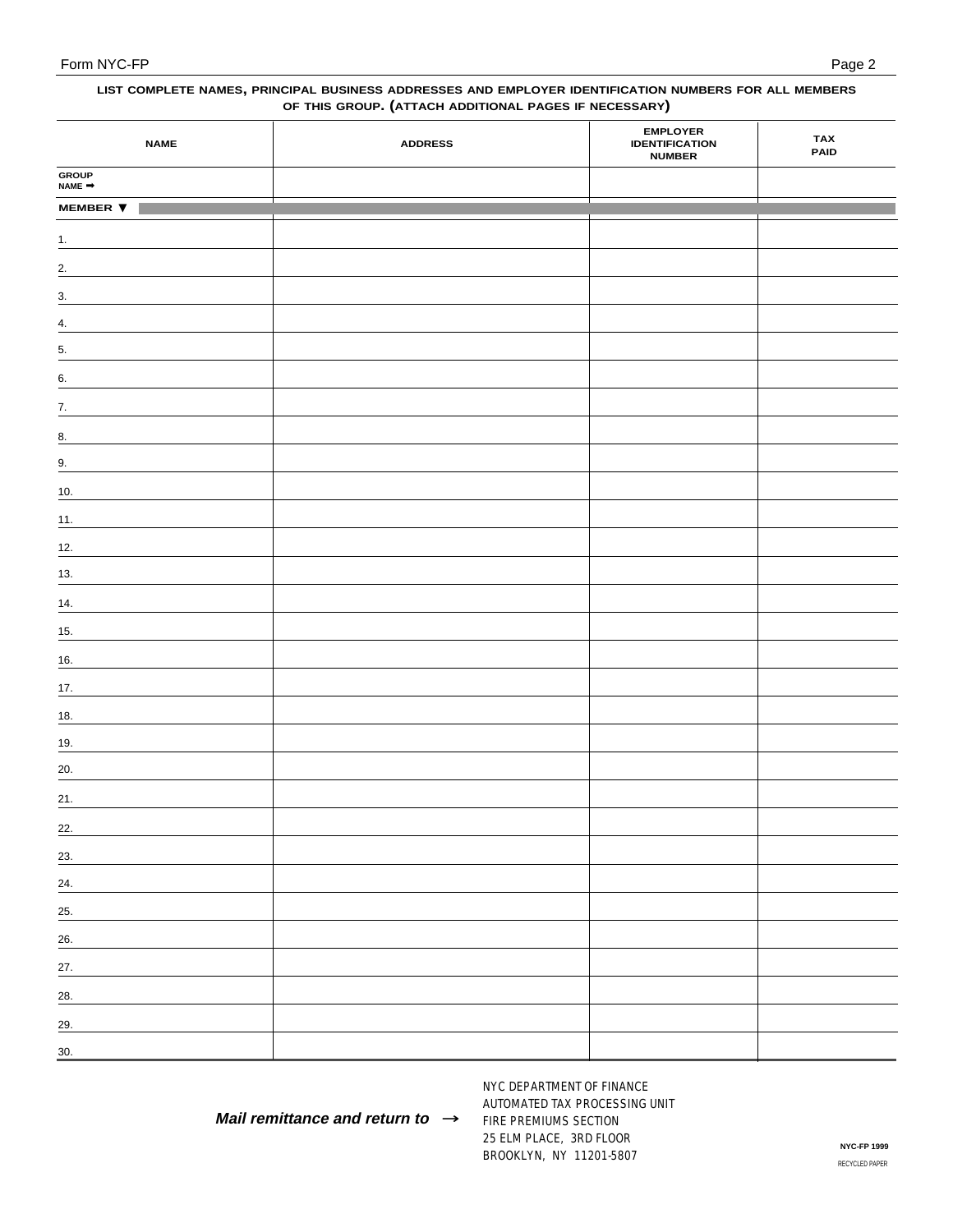**LIST COMPLETE NAMES, PRINCIPAL BUSINESS ADDRESSES AND EMPLOYER IDENTIFICATION NUMBERS FOR ALL MEMBERS OF THIS GROUP. (ATTACH ADDITIONAL PAGES IF NECESSARY)**

| NAME | ADDRESS | EMPLOYER IDENTIFICATION NUMBER | TAX PAID |
|---|---|---|---|
| GROUP NAME ➡ | | | |
| MEMBER ▼ | | | |
| 1. | | | |
| 2. | | | |
| 3. | | | |
| 4. | | | |
| 5. | | | |
| 6. | | | |
| 7. | | | |
| 8. | | | |
| 9. | | | |
| 10. | | | |
| 11. | | | |
| 12. | | | |
| 13. | | | |
| 14. | | | |
| 15. | | | |
| 16. | | | |
| 17. | | | |
| 18. | | | |
| 19. | | | |
| 20. | | | |
| 21. | | | |
| 22. | | | |
| 23. | | | |
| 24. | | | |
| 25. | | | |
| 26. | | | |
| 27. | | | |
| 28. | | | |
| 29. | | | |
| 30. | | | |

***Mail remittance and return to*** →

NYC DEPARTMENT OF FINANCE
AUTOMATED TAX PROCESSING UNIT
FIRE PREMIUMS SECTION
25 ELM PLACE, 3RD FLOOR
BROOKLYN, NY 11201-5807

**NYC-FP 1999**

RECYCLED PAPER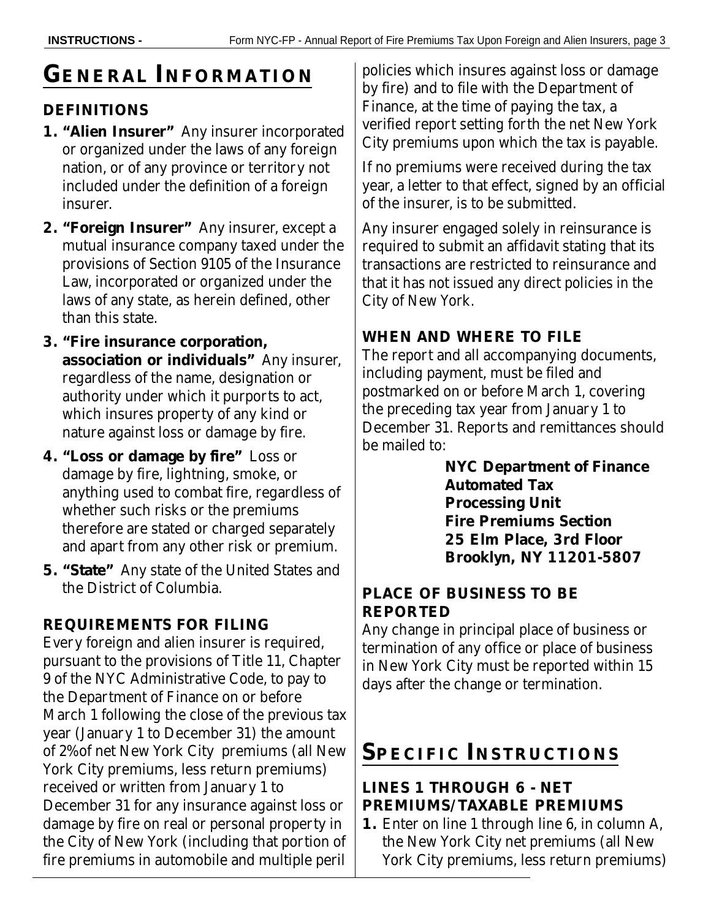# GENERAL INFORMATION

### DEFINITIONS

1. **"Alien Insurer"** Any insurer incorporated or organized under the laws of any foreign nation, or of any province or territory not included under the definition of a foreign insurer.
2. **"Foreign Insurer"** Any insurer, except a mutual insurance company taxed under the provisions of Section 9105 of the Insurance Law, incorporated or organized under the laws of any state, as herein defined, other than this state.
3. **"Fire insurance corporation, association or individuals"** Any insurer, regardless of the name, designation or authority under which it purports to act, which insures property of any kind or nature against loss or damage by fire.
4. **"Loss or damage by fire"** Loss or damage by fire, lightning, smoke, or anything used to combat fire, regardless of whether such risks or the premiums therefore are stated or charged separately and apart from any other risk or premium.
5. **"State"** Any state of the United States and the District of Columbia.

### REQUIREMENTS FOR FILING

Every foreign and alien insurer is required, pursuant to the provisions of Title 11, Chapter 9 of the NYC Administrative Code, to pay to the Department of Finance on or before March 1 following the close of the previous tax year (January 1 to December 31) the amount of 2% of net New York City premiums (all New York City premiums, less return premiums) received or written from January 1 to December 31 for any insurance against loss or damage by fire on real or personal property in the City of New York (including that portion of fire premiums in automobile and multiple peril policies which insures against loss or damage by fire) and to file with the Department of Finance, at the time of paying the tax, a verified report setting forth the net New York City premiums upon which the tax is payable.

If no premiums were received during the tax year, a letter to that effect, signed by an official of the insurer, is to be submitted.

Any insurer engaged solely in reinsurance is required to submit an affidavit stating that its transactions are restricted to reinsurance and that it has not issued any direct policies in the City of New York.

### WHEN AND WHERE TO FILE

The report and all accompanying documents, including payment, must be filed and postmarked on or before March 1, covering the preceding tax year from January 1 to December 31. Reports and remittances should be mailed to:

**NYC Department of Finance**
**Automated Tax**
**Processing Unit**
**Fire Premiums Section**
**25 Elm Place, 3rd Floor**
**Brooklyn, NY 11201-5807**

### PLACE OF BUSINESS TO BE REPORTED

Any change in principal place of business or termination of any office or place of business in New York City must be reported within 15 days after the change or termination.

# SPECIFIC INSTRUCTIONS

### LINES 1 THROUGH 6 - NET PREMIUMS/TAXABLE PREMIUMS

1. Enter on line 1 through line 6, in column A, the New York City net premiums (all New York City premiums, less return premiums)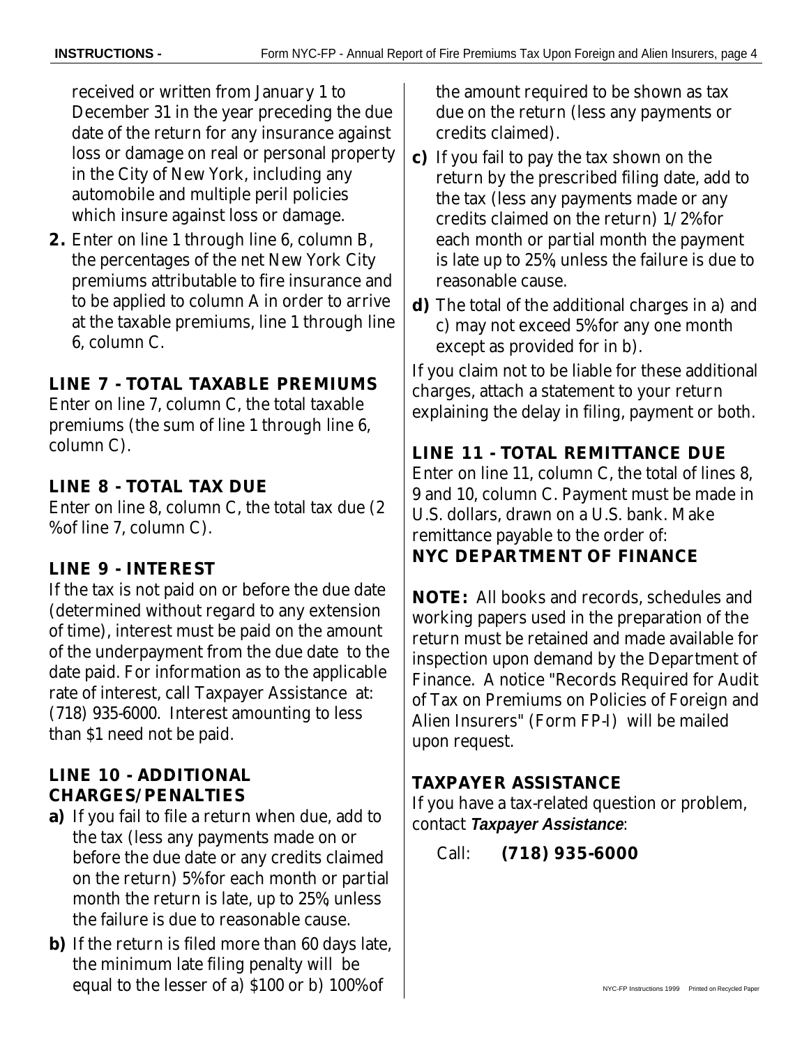received or written from January 1 to December 31 in the year preceding the due date of the return for any insurance against loss or damage on real or personal property in the City of New York, including any automobile and multiple peril policies which insure against loss or damage.

**2.** Enter on line 1 through line 6, column B, the percentages of the net New York City premiums attributable to fire insurance and to be applied to column A in order to arrive at the taxable premiums, line 1 through line 6, column C.

### LINE 7 - TOTAL TAXABLE PREMIUMS

Enter on line 7, column C, the total taxable premiums (the sum of line 1 through line 6, column C).

### LINE 8 - TOTAL TAX DUE

Enter on line 8, column C, the total tax due (2 % of line 7, column C).

### LINE 9 - INTEREST

If the tax is not paid on or before the due date (determined without regard to any extension of time), interest must be paid on the amount of the underpayment from the due date to the date paid. For information as to the applicable rate of interest, call Taxpayer Assistance at: (718) 935-6000. Interest amounting to less than $1 need not be paid.

### LINE 10 - ADDITIONAL CHARGES/PENALTIES

**a)** If you fail to file a return when due, add to the tax (less any payments made on or before the due date or any credits claimed on the return) 5% for each month or partial month the return is late, up to 25%, unless the failure is due to reasonable cause.

**b)** If the return is filed more than 60 days late, the minimum late filing penalty will be equal to the lesser of a) $100 or b) 100% of the amount required to be shown as tax due on the return (less any payments or credits claimed).

**c)** If you fail to pay the tax shown on the return by the prescribed filing date, add to the tax (less any payments made or any credits claimed on the return) 1/2% for each month or partial month the payment is late up to 25%, unless the failure is due to reasonable cause.

**d)** The total of the additional charges in a) and c) may not exceed 5% for any one month except as provided for in b).

If you claim not to be liable for these additional charges, attach a statement to your return explaining the delay in filing, payment or both.

### LINE 11 - TOTAL REMITTANCE DUE

Enter on line 11, column C, the total of lines 8, 9 and 10, column C. Payment must be made in U.S. dollars, drawn on a U.S. bank. Make remittance payable to the order of:

**NYC DEPARTMENT OF FINANCE**

**NOTE:** All books and records, schedules and working papers used in the preparation of the return must be retained and made available for inspection upon demand by the Department of Finance. A notice "Records Required for Audit of Tax on Premiums on Policies of Foreign and Alien Insurers" (Form FP-I) will be mailed upon request.

### TAXPAYER ASSISTANCE

If you have a tax-related question or problem, contact ***Taxpayer Assistance***:

Call: **(718) 935-6000**